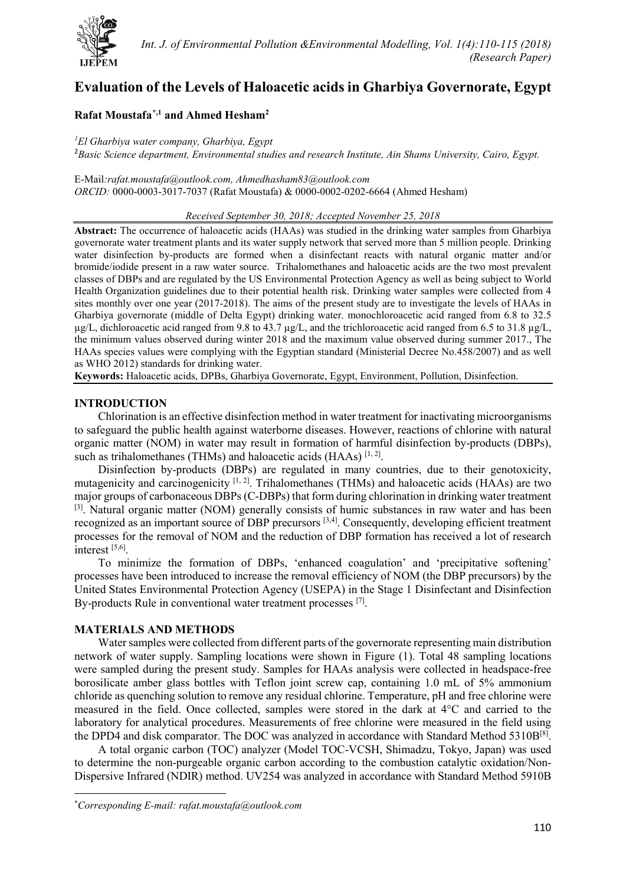# Evaluation of the Levels of Haloacetic acids in Gharbiya Governorate, Egypt

**Rafat Moustafa[*,1] and Ahmed Hesham[2]**

[1] *El Gharbiya water company, Gharbiya, Egypt*
[2] *Basic Science department, Environmental studies and research Institute, Ain Shams University, Cairo, Egypt.*

E-Mail*:rafat.moustafa@outlook.com, Ahmedhasham83@outlook.com*
*ORCID:* 0000-0003-3017-7037 (Rafat Moustafa) & 0000-0002-0202-6664 (Ahmed Hesham)

*Received September 30, 2018; Accepted November 25, 2018*

**Abstract:** The occurrence of haloacetic acids (HAAs) was studied in the drinking water samples from Gharbiya governorate water treatment plants and its water supply network that served more than 5 million people. Drinking water disinfection by-products are formed when a disinfectant reacts with natural organic matter and/or bromide/iodide present in a raw water source. Trihalomethanes and haloacetic acids are the two most prevalent classes of DBPs and are regulated by the US Environmental Protection Agency as well as being subject to World Health Organization guidelines due to their potential health risk. Drinking water samples were collected from 4 sites monthly over one year (2017-2018). The aims of the present study are to investigate the levels of HAAs in Gharbiya governorate (middle of Delta Egypt) drinking water. monochloroacetic acid ranged from 6.8 to 32.5 µg/L, dichloroacetic acid ranged from 9.8 to 43.7 µg/L, and the trichloroacetic acid ranged from 6.5 to 31.8 µg/L, the minimum values observed during winter 2018 and the maximum value observed during summer 2017., The HAAs species values were complying with the Egyptian standard (Ministerial Decree No.458/2007) and as well as WHO 2012) standards for drinking water.

**Keywords:** Haloacetic acids, DPBs, Gharbiya Governorate, Egypt, Environment, Pollution, Disinfection.

## INTRODUCTION

Chlorination is an effective disinfection method in water treatment for inactivating microorganisms to safeguard the public health against waterborne diseases. However, reactions of chlorine with natural organic matter (NOM) in water may result in formation of harmful disinfection by-products (DBPs), such as trihalomethanes (THMs) and haloacetic acids (HAAs) [1, 2].

Disinfection by-products (DBPs) are regulated in many countries, due to their genotoxicity, mutagenicity and carcinogenicity [1, 2]. Trihalomethanes (THMs) and haloacetic acids (HAAs) are two major groups of carbonaceous DBPs (C-DBPs) that form during chlorination in drinking water treatment [3]. Natural organic matter (NOM) generally consists of humic substances in raw water and has been recognized as an important source of DBP precursors [3,4]. Consequently, developing efficient treatment processes for the removal of NOM and the reduction of DBP formation has received a lot of research interest [5,6].

To minimize the formation of DBPs, 'enhanced coagulation' and 'precipitative softening' processes have been introduced to increase the removal efficiency of NOM (the DBP precursors) by the United States Environmental Protection Agency (USEPA) in the Stage 1 Disinfectant and Disinfection By-products Rule in conventional water treatment processes [7].

## MATERIALS AND METHODS

Water samples were collected from different parts of the governorate representing main distribution network of water supply. Sampling locations were shown in Figure (1). Total 48 sampling locations were sampled during the present study. Samples for HAAs analysis were collected in headspace-free borosilicate amber glass bottles with Teflon joint screw cap, containing 1.0 mL of 5% ammonium chloride as quenching solution to remove any residual chlorine. Temperature, pH and free chlorine were measured in the field. Once collected, samples were stored in the dark at 4°C and carried to the laboratory for analytical procedures. Measurements of free chlorine were measured in the field using the DPD4 and disk comparator. The DOC was analyzed in accordance with Standard Method 5310B[8].

A total organic carbon (TOC) analyzer (Model TOC-VCSH, Shimadzu, Tokyo, Japan) was used to determine the non-purgeable organic carbon according to the combustion catalytic oxidation/Non-Dispersive Infrared (NDIR) method. UV254 was analyzed in accordance with Standard Method 5910B

[*] *Corresponding E-mail: rafat.moustafa@outlook.com*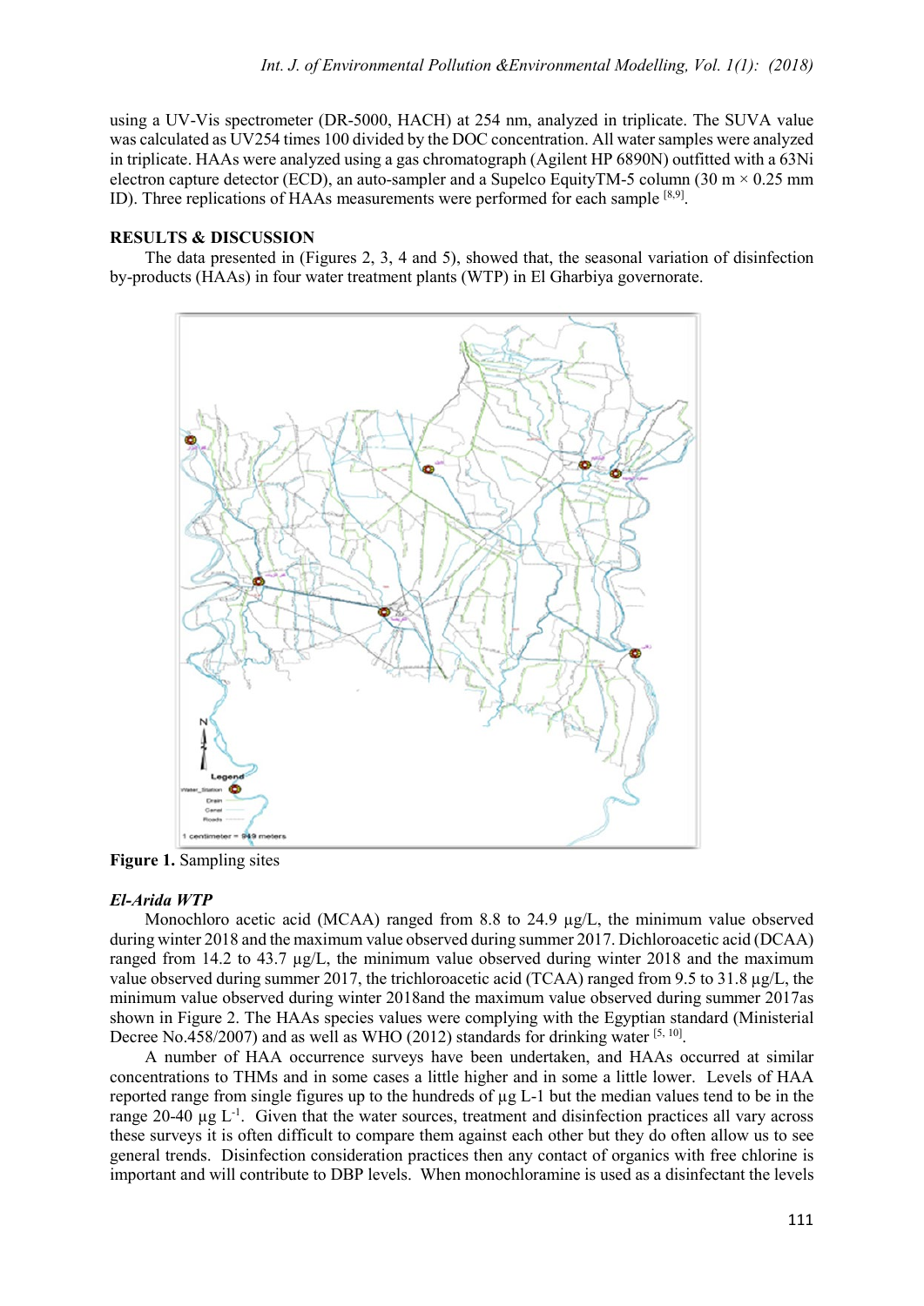using a UV-Vis spectrometer (DR-5000, HACH) at 254 nm, analyzed in triplicate. The SUVA value was calculated as UV254 times 100 divided by the DOC concentration. All water samples were analyzed in triplicate. HAAs were analyzed using a gas chromatograph (Agilent HP 6890N) outfitted with a 63Ni electron capture detector (ECD), an auto-sampler and a Supelco EquityTM-5 column (30 m × 0.25 mm ID). Three replications of HAAs measurements were performed for each sample [8,9].

## RESULTS & DISCUSSION

The data presented in (Figures 2, 3, 4 and 5), showed that, the seasonal variation of disinfection by-products (HAAs) in four water treatment plants (WTP) in El Gharbiya governorate.

**Figure 1.** Sampling sites

### *El-Arida WTP*

Monochloro acetic acid (MCAA) ranged from 8.8 to 24.9 µg/L, the minimum value observed during winter 2018 and the maximum value observed during summer 2017. Dichloroacetic acid (DCAA) ranged from 14.2 to 43.7 µg/L, the minimum value observed during winter 2018 and the maximum value observed during summer 2017, the trichloroacetic acid (TCAA) ranged from 9.5 to 31.8 µg/L, the minimum value observed during winter 2018and the maximum value observed during summer 2017as shown in Figure 2. The HAAs species values were complying with the Egyptian standard (Ministerial Decree No.458/2007) and as well as WHO (2012) standards for drinking water [5, 10].

A number of HAA occurrence surveys have been undertaken, and HAAs occurred at similar concentrations to THMs and in some cases a little higher and in some a little lower. Levels of HAA reported range from single figures up to the hundreds of µg L-1 but the median values tend to be in the range 20-40 µg $L^{-1}$. Given that the water sources, treatment and disinfection practices all vary across these surveys it is often difficult to compare them against each other but they do often allow us to see general trends. Disinfection consideration practices then any contact of organics with free chlorine is important and will contribute to DBP levels. When monochloramine is used as a disinfectant the levels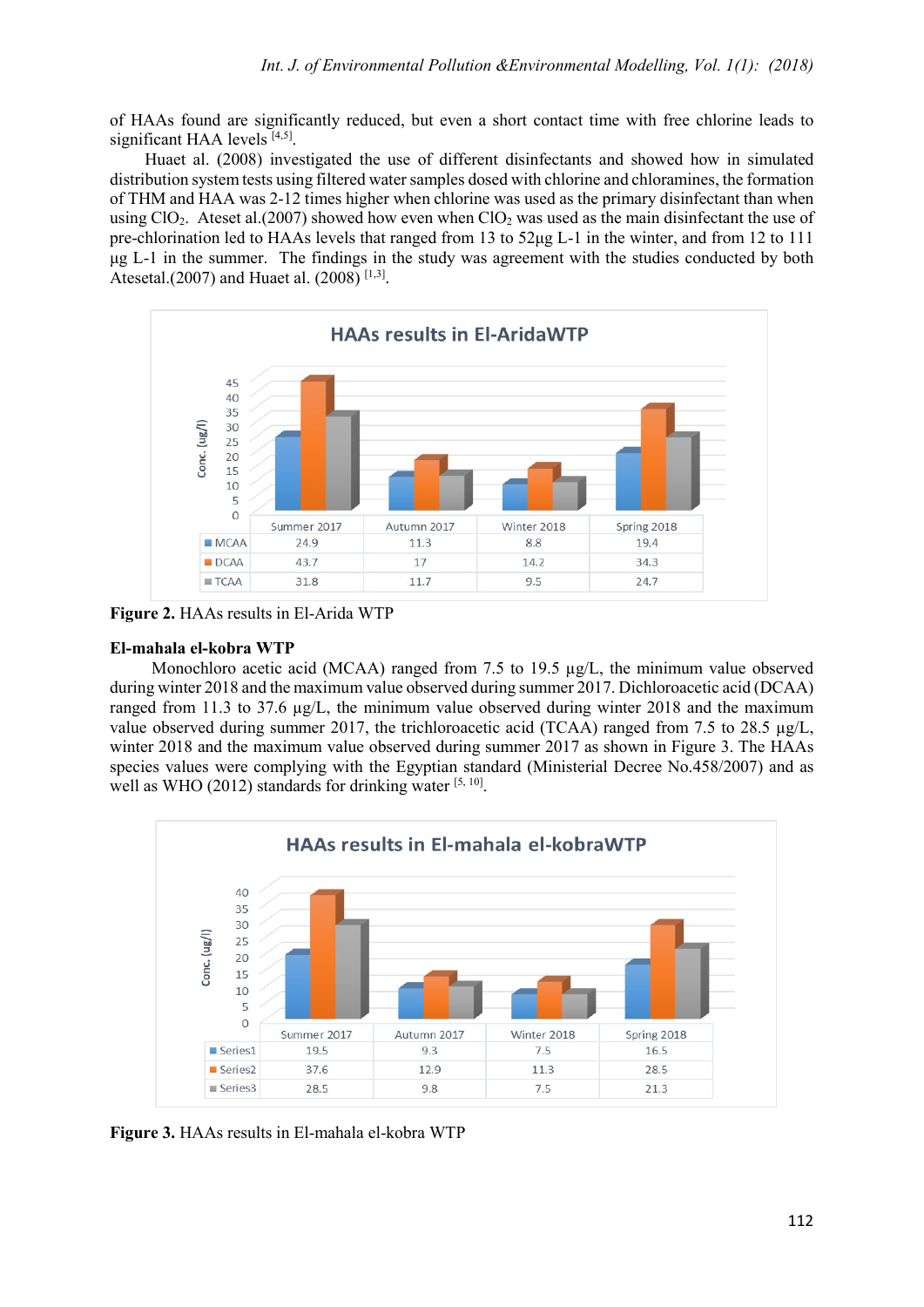of HAAs found are significantly reduced, but even a short contact time with free chlorine leads to significant HAA levels [4,5].

Huaet al. (2008) investigated the use of different disinfectants and showed how in simulated distribution system tests using filtered water samples dosed with chlorine and chloramines, the formation of THM and HAA was 2-12 times higher when chlorine was used as the primary disinfectant than when using $ClO_2$. Ateset al.(2007) showed how even when $ClO_2$ was used as the main disinfectant the use of pre-chlorination led to HAAs levels that ranged from 13 to 52µg L-1 in the winter, and from 12 to 111 µg L-1 in the summer. The findings in the study was agreement with the studies conducted by both Atesetal.(2007) and Huaet al. (2008) [1,3].

**HAAs results in El-AridaWTP**

| | Summer 2017 | Autumn 2017 | Winter 2018 | Spring 2018 |
|---|---|---|---|---|
| MCAA | 24.9 | 11.3 | 8.8 | 19.4 |
| DCAA | 43.7 | 17 | 14.2 | 34.3 |
| TCAA | 31.8 | 11.7 | 9.5 | 24.7 |

**Figure 2.** HAAs results in El-Arida WTP

**El-mahala el-kobra WTP**

Monochloro acetic acid (MCAA) ranged from 7.5 to 19.5 µg/L, the minimum value observed during winter 2018 and the maximum value observed during summer 2017. Dichloroacetic acid (DCAA) ranged from 11.3 to 37.6 µg/L, the minimum value observed during winter 2018 and the maximum value observed during summer 2017, the trichloroacetic acid (TCAA) ranged from 7.5 to 28.5 µg/L, winter 2018 and the maximum value observed during summer 2017 as shown in Figure 3. The HAAs species values were complying with the Egyptian standard (Ministerial Decree No.458/2007) and as well as WHO (2012) standards for drinking water [5, 10].

**HAAs results in El-mahala el-kobraWTP**

| | Summer 2017 | Autumn 2017 | Winter 2018 | Spring 2018 |
|---|---|---|---|---|
| Series1 | 19.5 | 9.3 | 7.5 | 16.5 |
| Series2 | 37.6 | 12.9 | 11.3 | 28.5 |
| Series3 | 28.5 | 9.8 | 7.5 | 21.3 |

**Figure 3.** HAAs results in El-mahala el-kobra WTP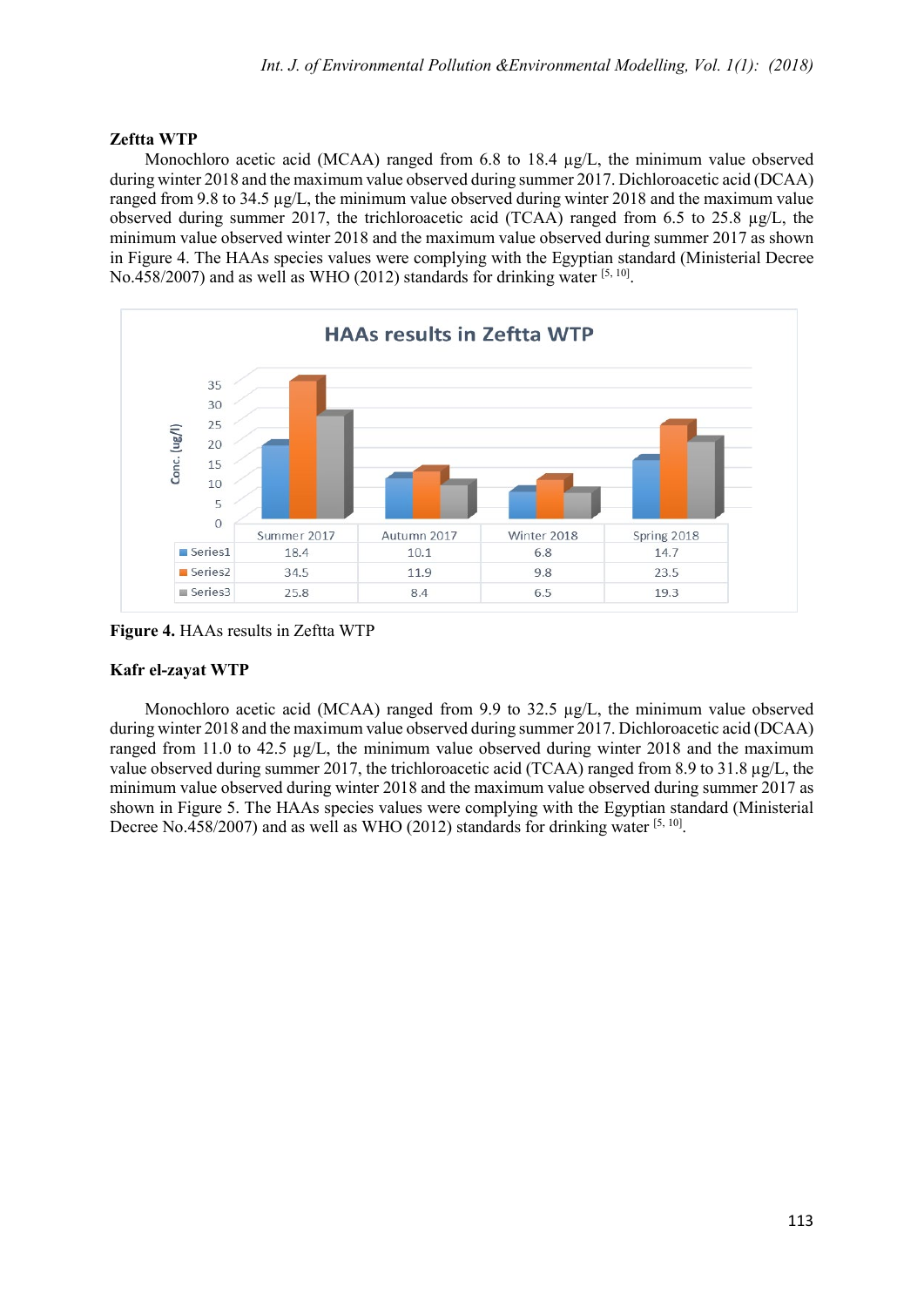### Zeftta WTP

Monochloro acetic acid (MCAA) ranged from 6.8 to 18.4 µg/L, the minimum value observed during winter 2018 and the maximum value observed during summer 2017. Dichloroacetic acid (DCAA) ranged from 9.8 to 34.5 µg/L, the minimum value observed during winter 2018 and the maximum value observed during summer 2017, the trichloroacetic acid (TCAA) ranged from 6.5 to 25.8 µg/L, the minimum value observed winter 2018 and the maximum value observed during summer 2017 as shown in Figure 4. The HAAs species values were complying with the Egyptian standard (Ministerial Decree No.458/2007) and as well as WHO (2012) standards for drinking water [5, 10].

**HAAs results in Zeftta WTP**

| | Summer 2017 | Autumn 2017 | Winter 2018 | Spring 2018 |
|---|---|---|---|---|
| Series1 | 18.4 | 10.1 | 6.8 | 14.7 |
| Series2 | 34.5 | 11.9 | 9.8 | 23.5 |
| Series3 | 25.8 | 8.4 | 6.5 | 19.3 |

**Figure 4.** HAAs results in Zeftta WTP

### Kafr el-zayat WTP

Monochloro acetic acid (MCAA) ranged from 9.9 to 32.5 µg/L, the minimum value observed during winter 2018 and the maximum value observed during summer 2017. Dichloroacetic acid (DCAA) ranged from 11.0 to 42.5 µg/L, the minimum value observed during winter 2018 and the maximum value observed during summer 2017, the trichloroacetic acid (TCAA) ranged from 8.9 to 31.8 µg/L, the minimum value observed during winter 2018 and the maximum value observed during summer 2017 as shown in Figure 5. The HAAs species values were complying with the Egyptian standard (Ministerial Decree No.458/2007) and as well as WHO (2012) standards for drinking water [5, 10].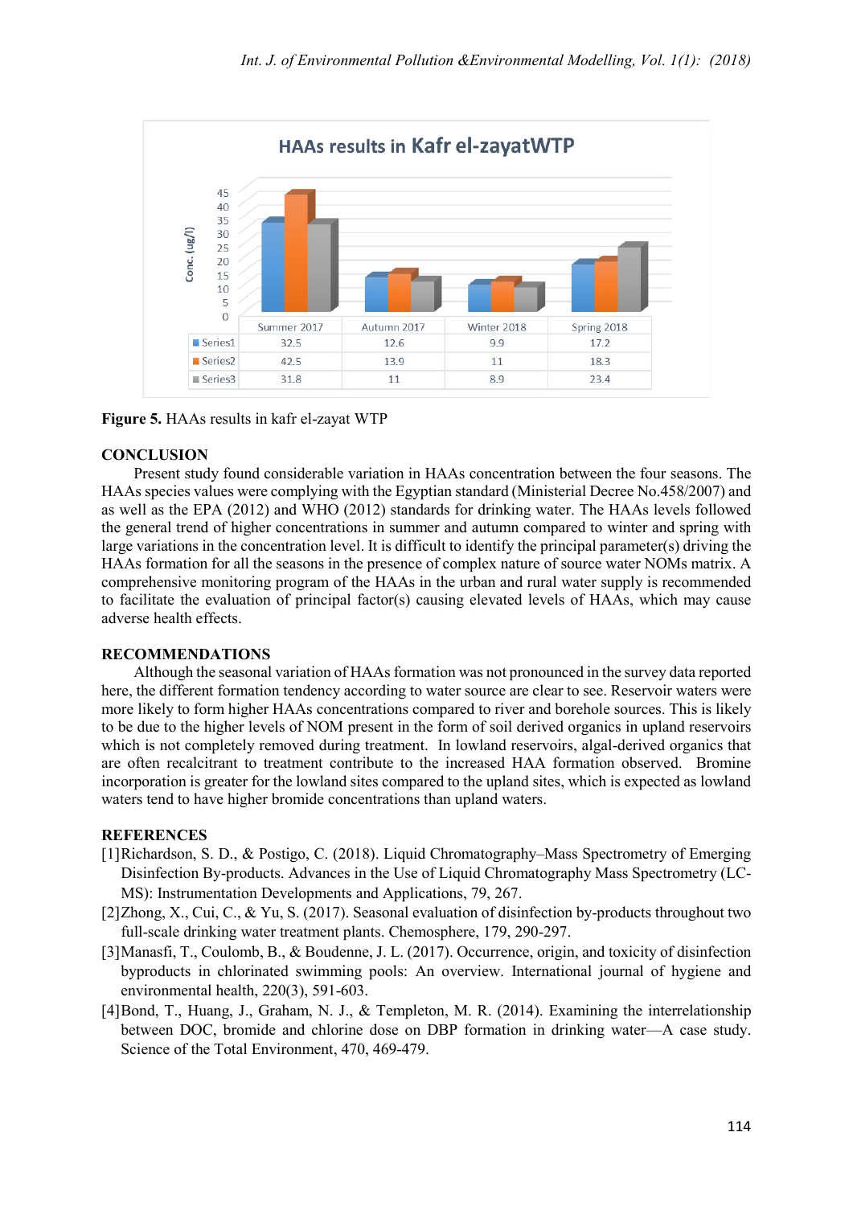**HAAs results in Kafr el-zayatWTP**

| | Summer 2017 | Autumn 2017 | Winter 2018 | Spring 2018 |
|---|---|---|---|---|
| Series1 | 32.5 | 12.6 | 9.9 | 17.2 |
| Series2 | 42.5 | 13.9 | 11 | 18.3 |
| Series3 | 31.8 | 11 | 8.9 | 23.4 |

**Figure 5.** HAAs results in kafr el-zayat WTP

## CONCLUSION

Present study found considerable variation in HAAs concentration between the four seasons. The HAAs species values were complying with the Egyptian standard (Ministerial Decree No.458/2007) and as well as the EPA (2012) and WHO (2012) standards for drinking water. The HAAs levels followed the general trend of higher concentrations in summer and autumn compared to winter and spring with large variations in the concentration level. It is difficult to identify the principal parameter(s) driving the HAAs formation for all the seasons in the presence of complex nature of source water NOMs matrix. A comprehensive monitoring program of the HAAs in the urban and rural water supply is recommended to facilitate the evaluation of principal factor(s) causing elevated levels of HAAs, which may cause adverse health effects.

## RECOMMENDATIONS

Although the seasonal variation of HAAs formation was not pronounced in the survey data reported here, the different formation tendency according to water source are clear to see. Reservoir waters were more likely to form higher HAAs concentrations compared to river and borehole sources. This is likely to be due to the higher levels of NOM present in the form of soil derived organics in upland reservoirs which is not completely removed during treatment. In lowland reservoirs, algal-derived organics that are often recalcitrant to treatment contribute to the increased HAA formation observed. Bromine incorporation is greater for the lowland sites compared to the upland sites, which is expected as lowland waters tend to have higher bromide concentrations than upland waters.

## REFERENCES

[1]Richardson, S. D., & Postigo, C. (2018). Liquid Chromatography–Mass Spectrometry of Emerging Disinfection By-products. Advances in the Use of Liquid Chromatography Mass Spectrometry (LC-MS): Instrumentation Developments and Applications, 79, 267.

[2]Zhong, X., Cui, C., & Yu, S. (2017). Seasonal evaluation of disinfection by-products throughout two full-scale drinking water treatment plants. Chemosphere, 179, 290-297.

[3]Manasfi, T., Coulomb, B., & Boudenne, J. L. (2017). Occurrence, origin, and toxicity of disinfection byproducts in chlorinated swimming pools: An overview. International journal of hygiene and environmental health, 220(3), 591-603.

[4]Bond, T., Huang, J., Graham, N. J., & Templeton, M. R. (2014). Examining the interrelationship between DOC, bromide and chlorine dose on DBP formation in drinking water—A case study. Science of the Total Environment, 470, 469-479.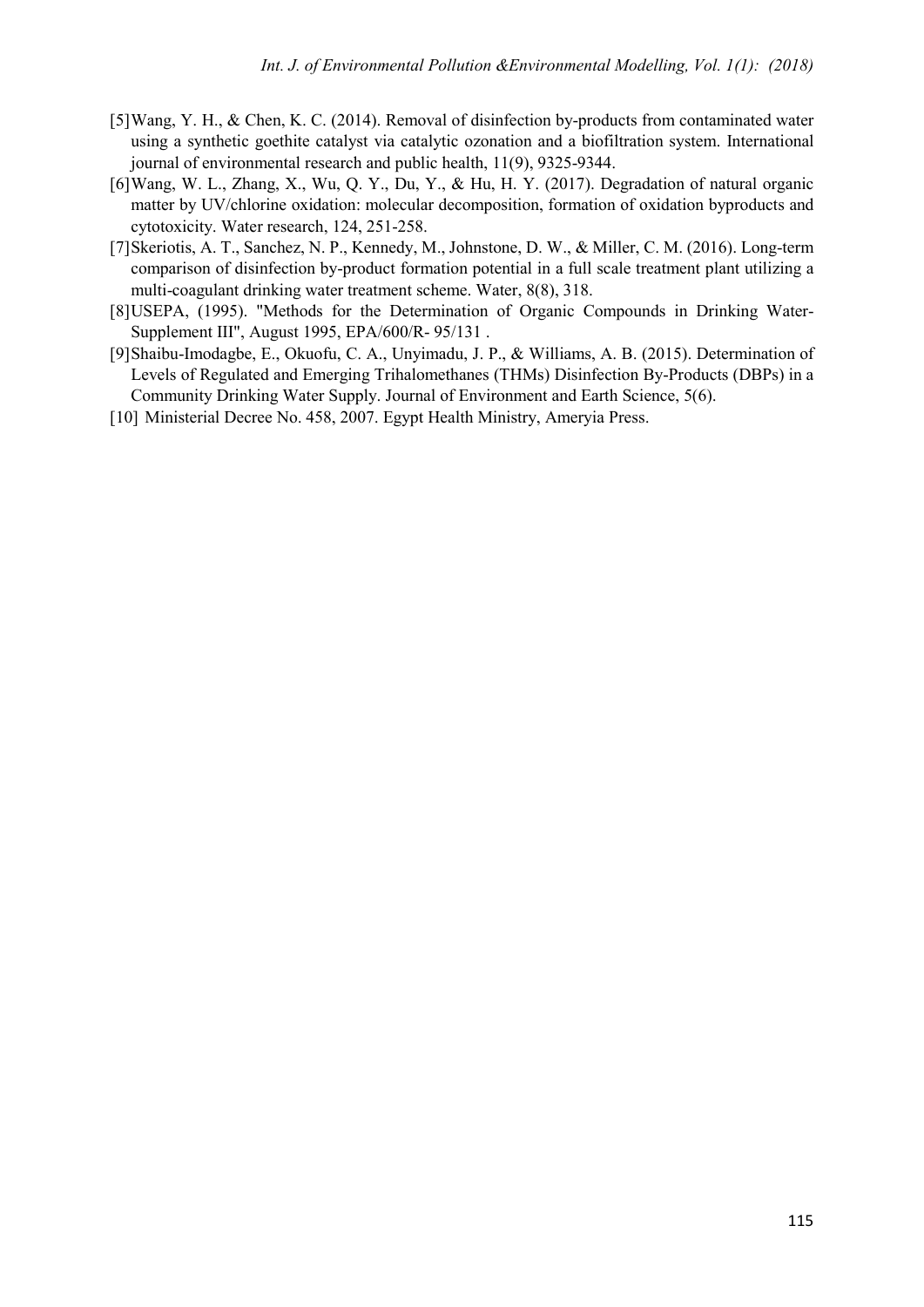[5] Wang, Y. H., & Chen, K. C. (2014). Removal of disinfection by-products from contaminated water using a synthetic goethite catalyst via catalytic ozonation and a biofiltration system. International journal of environmental research and public health, 11(9), 9325-9344.

[6] Wang, W. L., Zhang, X., Wu, Q. Y., Du, Y., & Hu, H. Y. (2017). Degradation of natural organic matter by UV/chlorine oxidation: molecular decomposition, formation of oxidation byproducts and cytotoxicity. Water research, 124, 251-258.

[7] Skeriotis, A. T., Sanchez, N. P., Kennedy, M., Johnstone, D. W., & Miller, C. M. (2016). Long-term comparison of disinfection by-product formation potential in a full scale treatment plant utilizing a multi-coagulant drinking water treatment scheme. Water, 8(8), 318.

[8] USEPA, (1995). "Methods for the Determination of Organic Compounds in Drinking Water-Supplement III", August 1995, EPA/600/R- 95/131 .

[9] Shaibu-Imodagbe, E., Okuofu, C. A., Unyimadu, J. P., & Williams, A. B. (2015). Determination of Levels of Regulated and Emerging Trihalomethanes (THMs) Disinfection By-Products (DBPs) in a Community Drinking Water Supply. Journal of Environment and Earth Science, 5(6).

[10] Ministerial Decree No. 458, 2007. Egypt Health Ministry, Ameryia Press.